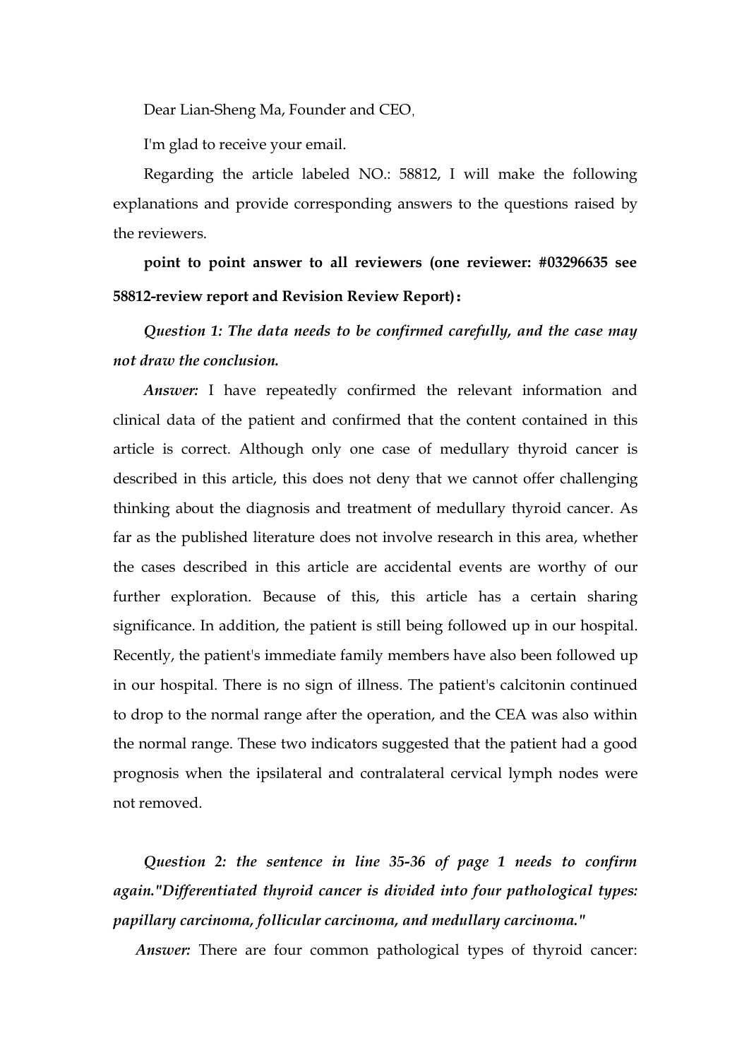Dear Lian-Sheng Ma, Founder and CEO,

I'm glad to receive your email.

Regarding the article labeled NO.: 58812, I will make the following explanations and provide corresponding answers to the questions raised by the reviewers.

**point to point answer to all reviewers (one reviewer: #03296635 see 58812-review report and Revision Review Report)：**

***Question 1: The data needs to be confirmed carefully, and the case may not draw the conclusion.***

***Answer:*** I have repeatedly confirmed the relevant information and clinical data of the patient and confirmed that the content contained in this article is correct. Although only one case of medullary thyroid cancer is described in this article, this does not deny that we cannot offer challenging thinking about the diagnosis and treatment of medullary thyroid cancer. As far as the published literature does not involve research in this area, whether the cases described in this article are accidental events are worthy of our further exploration. Because of this, this article has a certain sharing significance. In addition, the patient is still being followed up in our hospital. Recently, the patient's immediate family members have also been followed up in our hospital. There is no sign of illness. The patient's calcitonin continued to drop to the normal range after the operation, and the CEA was also within the normal range. These two indicators suggested that the patient had a good prognosis when the ipsilateral and contralateral cervical lymph nodes were not removed.

***Question 2: the sentence in line 35-36 of page 1 needs to confirm again."Differentiated thyroid cancer is divided into four pathological types: papillary carcinoma, follicular carcinoma, and medullary carcinoma."***

***Answer:*** There are four common pathological types of thyroid cancer: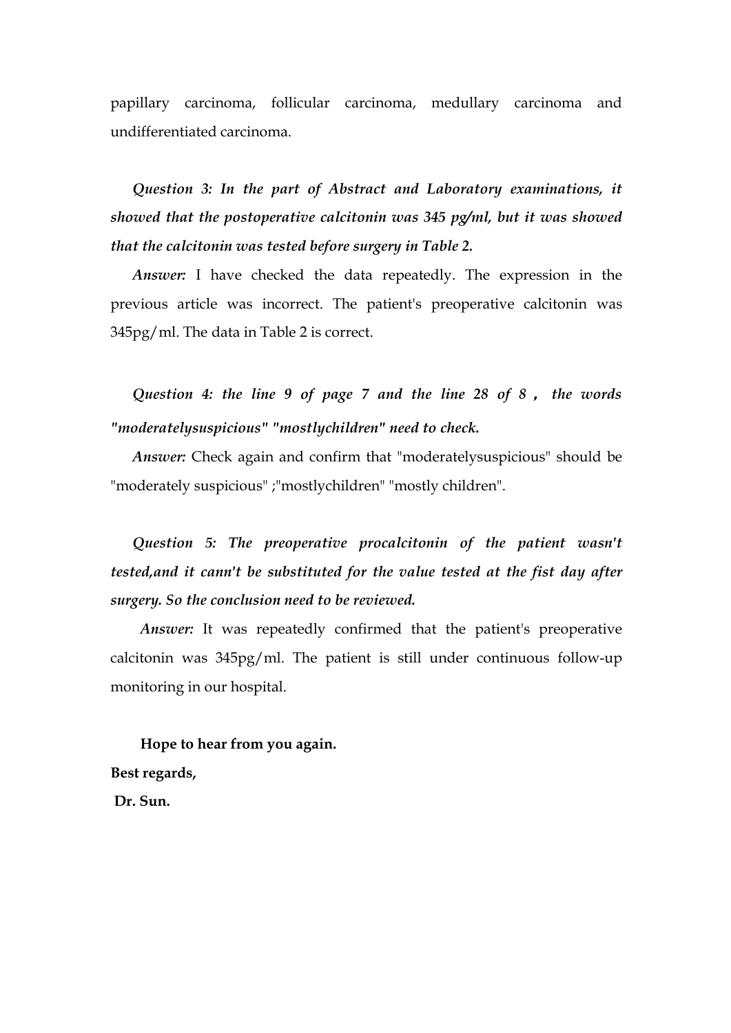papillary carcinoma, follicular carcinoma, medullary carcinoma and undifferentiated carcinoma.

***Question 3: In the part of Abstract and Laboratory examinations, it showed that the postoperative calcitonin was 345 pg/ml, but it was showed that the calcitonin was tested before surgery in Table 2.***

***Answer:*** I have checked the data repeatedly. The expression in the previous article was incorrect. The patient's preoperative calcitonin was 345pg/ml. The data in Table 2 is correct.

***Question 4: the line 9 of page 7 and the line 28 of 8， the words "moderatelysuspicious" "mostlychildren" need to check.***

***Answer:*** Check again and confirm that "moderatelysuspicious" should be "moderately suspicious" ;"mostlychildren" "mostly children".

***Question 5: The preoperative procalcitonin of the patient wasn't tested,and it cann't be substituted for the value tested at the fist day after surgery. So the conclusion need to be reviewed.***

***Answer:*** It was repeatedly confirmed that the patient's preoperative calcitonin was 345pg/ml. The patient is still under continuous follow-up monitoring in our hospital.

**Hope to hear from you again.**

**Best regards,**

**Dr. Sun.**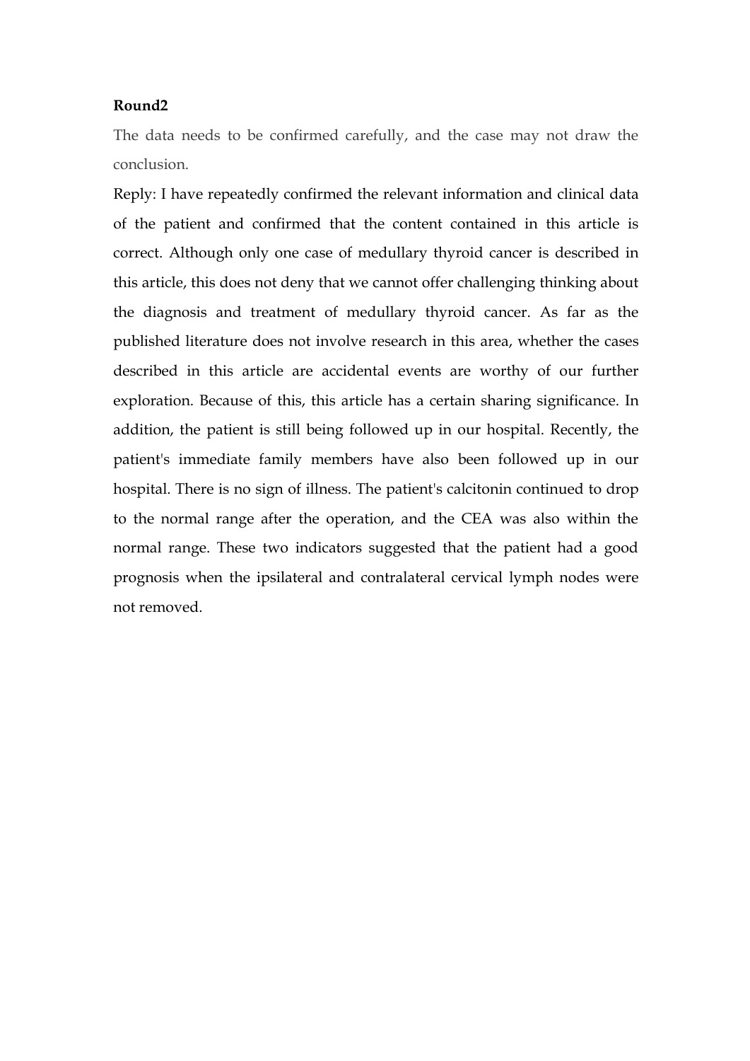**Round2**

The data needs to be confirmed carefully, and the case may not draw the conclusion.

Reply: I have repeatedly confirmed the relevant information and clinical data of the patient and confirmed that the content contained in this article is correct. Although only one case of medullary thyroid cancer is described in this article, this does not deny that we cannot offer challenging thinking about the diagnosis and treatment of medullary thyroid cancer. As far as the published literature does not involve research in this area, whether the cases described in this article are accidental events are worthy of our further exploration. Because of this, this article has a certain sharing significance. In addition, the patient is still being followed up in our hospital. Recently, the patient's immediate family members have also been followed up in our hospital. There is no sign of illness. The patient's calcitonin continued to drop to the normal range after the operation, and the CEA was also within the normal range. These two indicators suggested that the patient had a good prognosis when the ipsilateral and contralateral cervical lymph nodes were not removed.